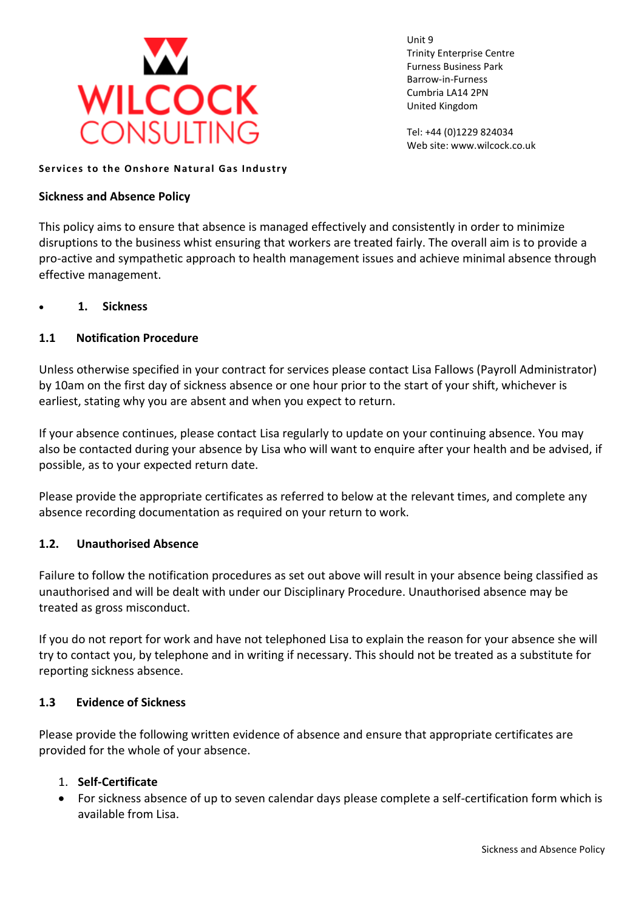WILCOCK CONSULTING

Unit 9
Trinity Enterprise Centre
Furness Business Park
Barrow-in-Furness
Cumbria LA14 2PN
United Kingdom

Tel: +44 (0)1229 824034
Web site: www.wilcock.co.uk

**Services to the Onshore Natural Gas Industry**

## Sickness and Absence Policy

This policy aims to ensure that absence is managed effectively and consistently in order to minimize disruptions to the business whist ensuring that workers are treated fairly. The overall aim is to provide a pro-active and sympathetic approach to health management issues and achieve minimal absence through effective management.

- **1. Sickness**

### 1.1 Notification Procedure

Unless otherwise specified in your contract for services please contact Lisa Fallows (Payroll Administrator) by 10am on the first day of sickness absence or one hour prior to the start of your shift, whichever is earliest, stating why you are absent and when you expect to return.

If your absence continues, please contact Lisa regularly to update on your continuing absence. You may also be contacted during your absence by Lisa who will want to enquire after your health and be advised, if possible, as to your expected return date.

Please provide the appropriate certificates as referred to below at the relevant times, and complete any absence recording documentation as required on your return to work.

### 1.2. Unauthorised Absence

Failure to follow the notification procedures as set out above will result in your absence being classified as unauthorised and will be dealt with under our Disciplinary Procedure. Unauthorised absence may be treated as gross misconduct.

If you do not report for work and have not telephoned Lisa to explain the reason for your absence she will try to contact you, by telephone and in writing if necessary. This should not be treated as a substitute for reporting sickness absence.

### 1.3 Evidence of Sickness

Please provide the following written evidence of absence and ensure that appropriate certificates are provided for the whole of your absence.

1. **Self-Certificate**

- For sickness absence of up to seven calendar days please complete a self-certification form which is available from Lisa.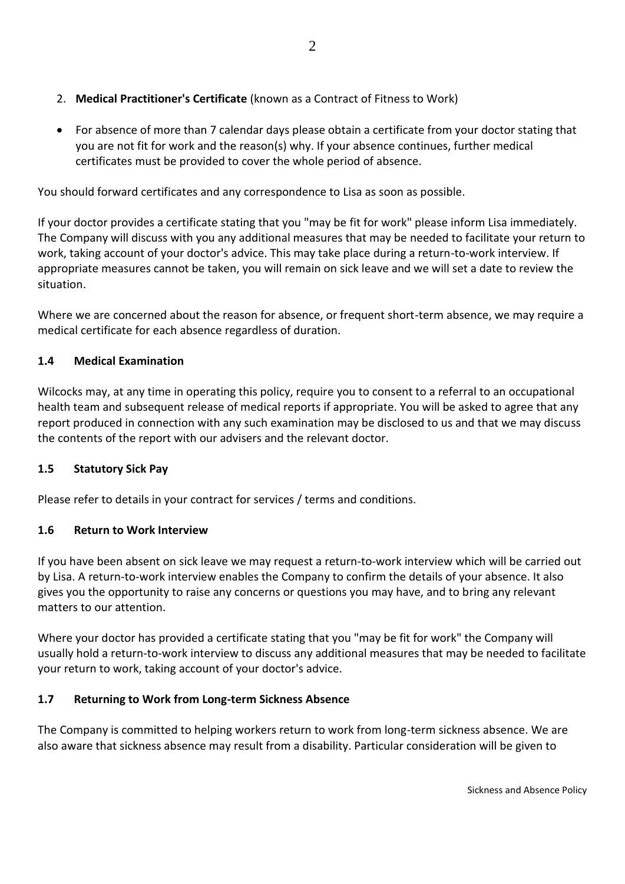2. **Medical Practitioner's Certificate** (known as a Contract of Fitness to Work)

- For absence of more than 7 calendar days please obtain a certificate from your doctor stating that you are not fit for work and the reason(s) why. If your absence continues, further medical certificates must be provided to cover the whole period of absence.

You should forward certificates and any correspondence to Lisa as soon as possible.

If your doctor provides a certificate stating that you "may be fit for work" please inform Lisa immediately. The Company will discuss with you any additional measures that may be needed to facilitate your return to work, taking account of your doctor's advice. This may take place during a return-to-work interview. If appropriate measures cannot be taken, you will remain on sick leave and we will set a date to review the situation.

Where we are concerned about the reason for absence, or frequent short-term absence, we may require a medical certificate for each absence regardless of duration.

### 1.4 Medical Examination

Wilcocks may, at any time in operating this policy, require you to consent to a referral to an occupational health team and subsequent release of medical reports if appropriate. You will be asked to agree that any report produced in connection with any such examination may be disclosed to us and that we may discuss the contents of the report with our advisers and the relevant doctor.

### 1.5 Statutory Sick Pay

Please refer to details in your contract for services / terms and conditions.

### 1.6 Return to Work Interview

If you have been absent on sick leave we may request a return-to-work interview which will be carried out by Lisa. A return-to-work interview enables the Company to confirm the details of your absence. It also gives you the opportunity to raise any concerns or questions you may have, and to bring any relevant matters to our attention.

Where your doctor has provided a certificate stating that you "may be fit for work" the Company will usually hold a return-to-work interview to discuss any additional measures that may be needed to facilitate your return to work, taking account of your doctor's advice.

### 1.7 Returning to Work from Long-term Sickness Absence

The Company is committed to helping workers return to work from long-term sickness absence. We are also aware that sickness absence may result from a disability. Particular consideration will be given to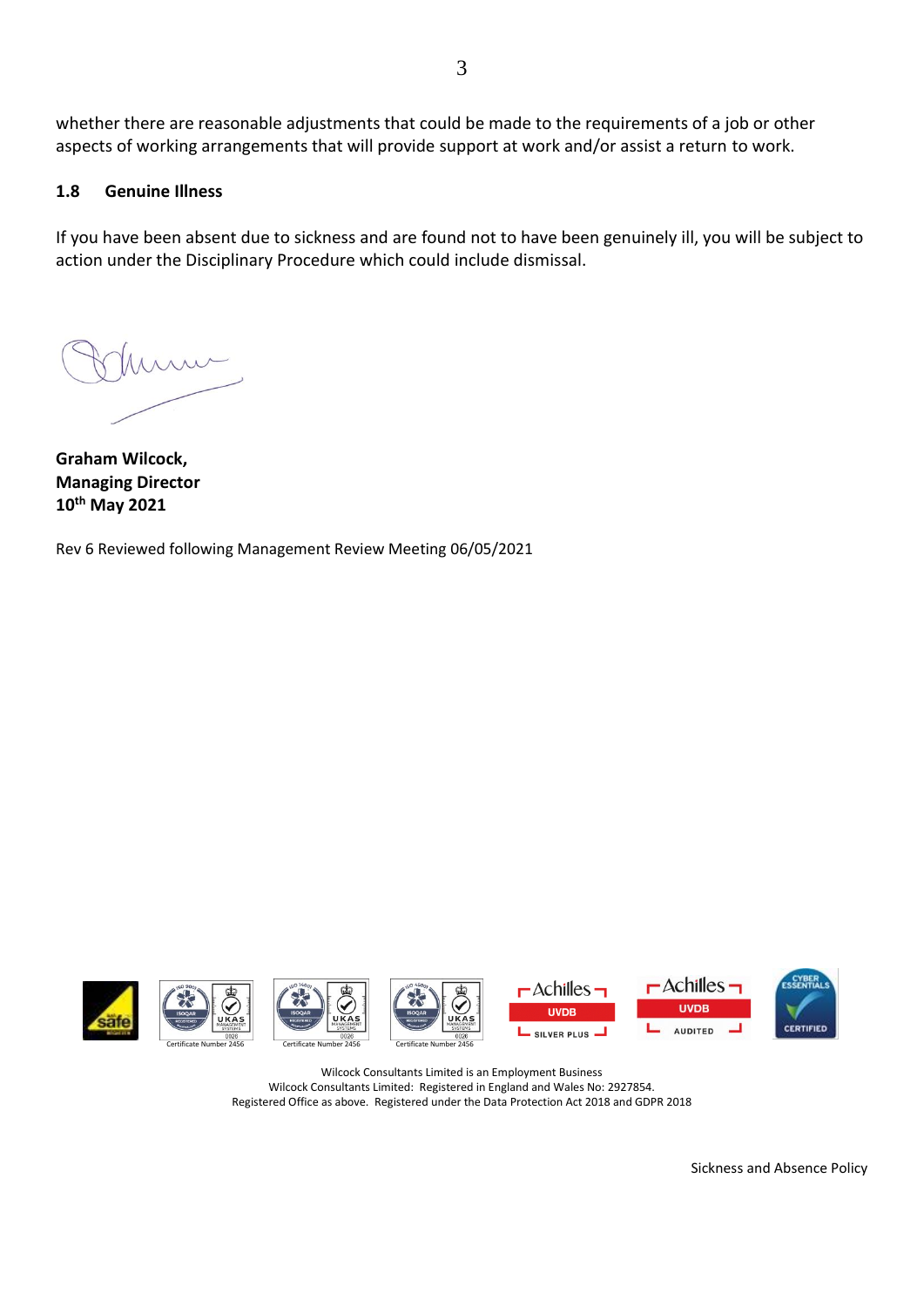whether there are reasonable adjustments that could be made to the requirements of a job or other aspects of working arrangements that will provide support at work and/or assist a return to work.

### 1.8 Genuine Illness

If you have been absent due to sickness and are found not to have been genuinely ill, you will be subject to action under the Disciplinary Procedure which could include dismissal.

**Graham Wilcock,**
**Managing Director**
**10th May 2021**

Rev 6 Reviewed following Management Review Meeting 06/05/2021

Wilcock Consultants Limited is an Employment Business
Wilcock Consultants Limited: Registered in England and Wales No: 2927854.
Registered Office as above. Registered under the Data Protection Act 2018 and GDPR 2018